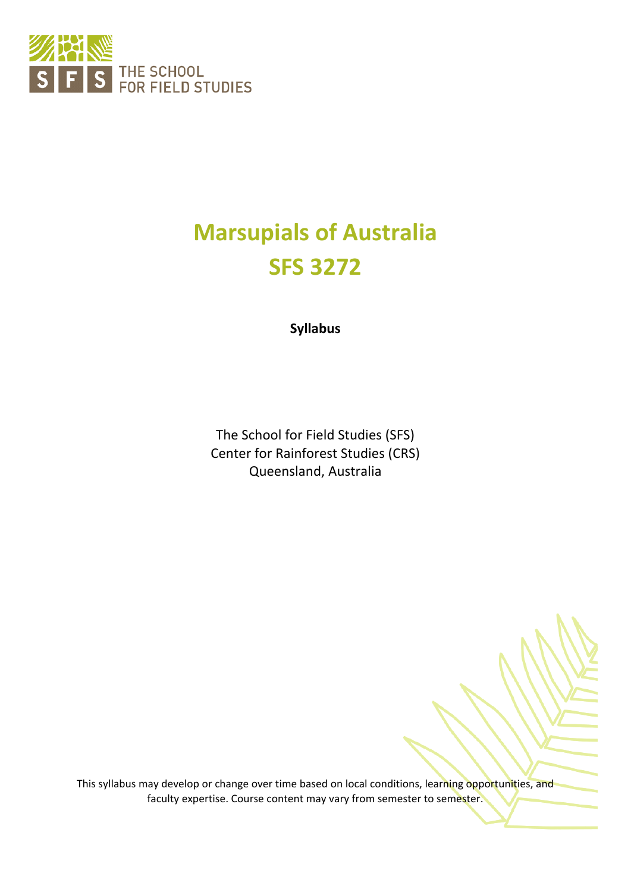THE SCHOOL FOR FIELD STUDIES

# Marsupials of Australia
# SFS 3272

**Syllabus**

The School for Field Studies (SFS)
Center for Rainforest Studies (CRS)
Queensland, Australia

This syllabus may develop or change over time based on local conditions, learning opportunities, and faculty expertise. Course content may vary from semester to semester.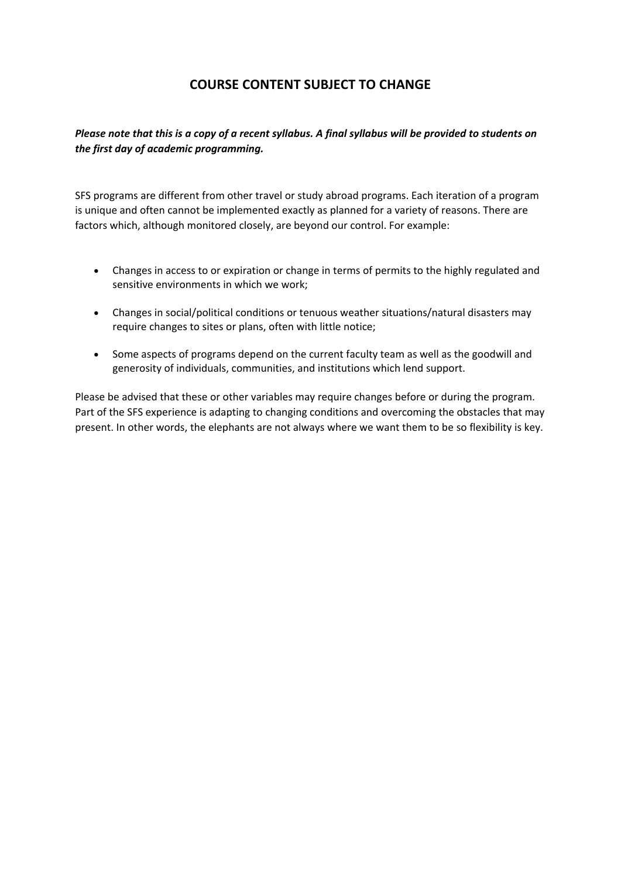## COURSE CONTENT SUBJECT TO CHANGE

***Please note that this is a copy of a recent syllabus. A final syllabus will be provided to students on the first day of academic programming.***

SFS programs are different from other travel or study abroad programs. Each iteration of a program is unique and often cannot be implemented exactly as planned for a variety of reasons. There are factors which, although monitored closely, are beyond our control. For example:

- Changes in access to or expiration or change in terms of permits to the highly regulated and sensitive environments in which we work;
- Changes in social/political conditions or tenuous weather situations/natural disasters may require changes to sites or plans, often with little notice;
- Some aspects of programs depend on the current faculty team as well as the goodwill and generosity of individuals, communities, and institutions which lend support.

Please be advised that these or other variables may require changes before or during the program. Part of the SFS experience is adapting to changing conditions and overcoming the obstacles that may present. In other words, the elephants are not always where we want them to be so flexibility is key.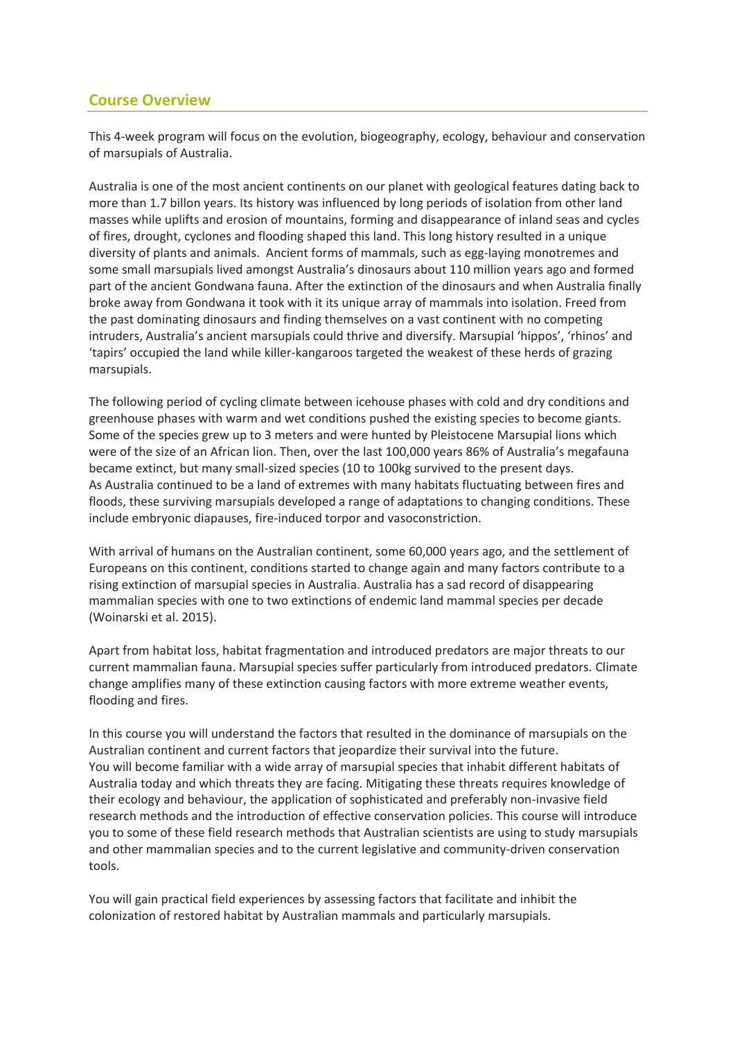## Course Overview

This 4-week program will focus on the evolution, biogeography, ecology, behaviour and conservation of marsupials of Australia.

Australia is one of the most ancient continents on our planet with geological features dating back to more than 1.7 billon years. Its history was influenced by long periods of isolation from other land masses while uplifts and erosion of mountains, forming and disappearance of inland seas and cycles of fires, drought, cyclones and flooding shaped this land. This long history resulted in a unique diversity of plants and animals. Ancient forms of mammals, such as egg-laying monotremes and some small marsupials lived amongst Australia's dinosaurs about 110 million years ago and formed part of the ancient Gondwana fauna. After the extinction of the dinosaurs and when Australia finally broke away from Gondwana it took with it its unique array of mammals into isolation. Freed from the past dominating dinosaurs and finding themselves on a vast continent with no competing intruders, Australia's ancient marsupials could thrive and diversify. Marsupial 'hippos', 'rhinos' and 'tapirs' occupied the land while killer-kangaroos targeted the weakest of these herds of grazing marsupials.

The following period of cycling climate between icehouse phases with cold and dry conditions and greenhouse phases with warm and wet conditions pushed the existing species to become giants. Some of the species grew up to 3 meters and were hunted by Pleistocene Marsupial lions which were of the size of an African lion. Then, over the last 100,000 years 86% of Australia's megafauna became extinct, but many small-sized species (10 to 100kg survived to the present days. As Australia continued to be a land of extremes with many habitats fluctuating between fires and floods, these surviving marsupials developed a range of adaptations to changing conditions. These include embryonic diapauses, fire-induced torpor and vasoconstriction.

With arrival of humans on the Australian continent, some 60,000 years ago, and the settlement of Europeans on this continent, conditions started to change again and many factors contribute to a rising extinction of marsupial species in Australia. Australia has a sad record of disappearing mammalian species with one to two extinctions of endemic land mammal species per decade (Woinarski et al. 2015).

Apart from habitat loss, habitat fragmentation and introduced predators are major threats to our current mammalian fauna. Marsupial species suffer particularly from introduced predators. Climate change amplifies many of these extinction causing factors with more extreme weather events, flooding and fires.

In this course you will understand the factors that resulted in the dominance of marsupials on the Australian continent and current factors that jeopardize their survival into the future. You will become familiar with a wide array of marsupial species that inhabit different habitats of Australia today and which threats they are facing. Mitigating these threats requires knowledge of their ecology and behaviour, the application of sophisticated and preferably non-invasive field research methods and the introduction of effective conservation policies. This course will introduce you to some of these field research methods that Australian scientists are using to study marsupials and other mammalian species and to the current legislative and community-driven conservation tools.

You will gain practical field experiences by assessing factors that facilitate and inhibit the colonization of restored habitat by Australian mammals and particularly marsupials.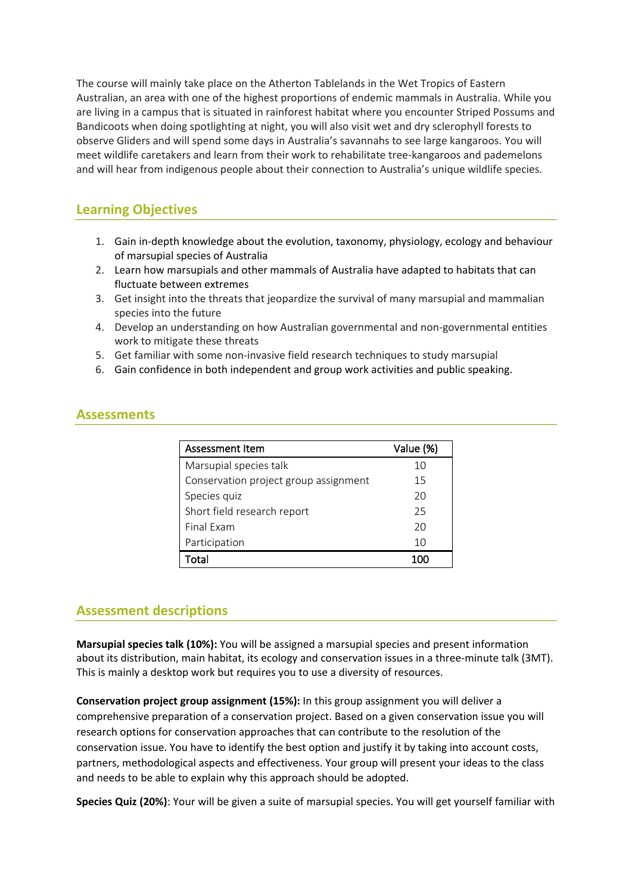The course will mainly take place on the Atherton Tablelands in the Wet Tropics of Eastern Australian, an area with one of the highest proportions of endemic mammals in Australia. While you are living in a campus that is situated in rainforest habitat where you encounter Striped Possums and Bandicoots when doing spotlighting at night, you will also visit wet and dry sclerophyll forests to observe Gliders and will spend some days in Australia's savannahs to see large kangaroos. You will meet wildlife caretakers and learn from their work to rehabilitate tree-kangaroos and pademelons and will hear from indigenous people about their connection to Australia's unique wildlife species.

## Learning Objectives

1. Gain in-depth knowledge about the evolution, taxonomy, physiology, ecology and behaviour of marsupial species of Australia
2. Learn how marsupials and other mammals of Australia have adapted to habitats that can fluctuate between extremes
3. Get insight into the threats that jeopardize the survival of many marsupial and mammalian species into the future
4. Develop an understanding on how Australian governmental and non-governmental entities work to mitigate these threats
5. Get familiar with some non-invasive field research techniques to study marsupial
6. Gain confidence in both independent and group work activities and public speaking.

## Assessments

| Assessment Item | Value (%) |
|---|---|
| Marsupial species talk | 10 |
| Conservation project group assignment | 15 |
| Species quiz | 20 |
| Short field research report | 25 |
| Final Exam | 20 |
| Participation | 10 |
| Total | 100 |

## Assessment descriptions

**Marsupial species talk (10%):** You will be assigned a marsupial species and present information about its distribution, main habitat, its ecology and conservation issues in a three-minute talk (3MT). This is mainly a desktop work but requires you to use a diversity of resources.

**Conservation project group assignment (15%):** In this group assignment you will deliver a comprehensive preparation of a conservation project. Based on a given conservation issue you will research options for conservation approaches that can contribute to the resolution of the conservation issue. You have to identify the best option and justify it by taking into account costs, partners, methodological aspects and effectiveness. Your group will present your ideas to the class and needs to be able to explain why this approach should be adopted.

**Species Quiz (20%)**: Your will be given a suite of marsupial species. You will get yourself familiar with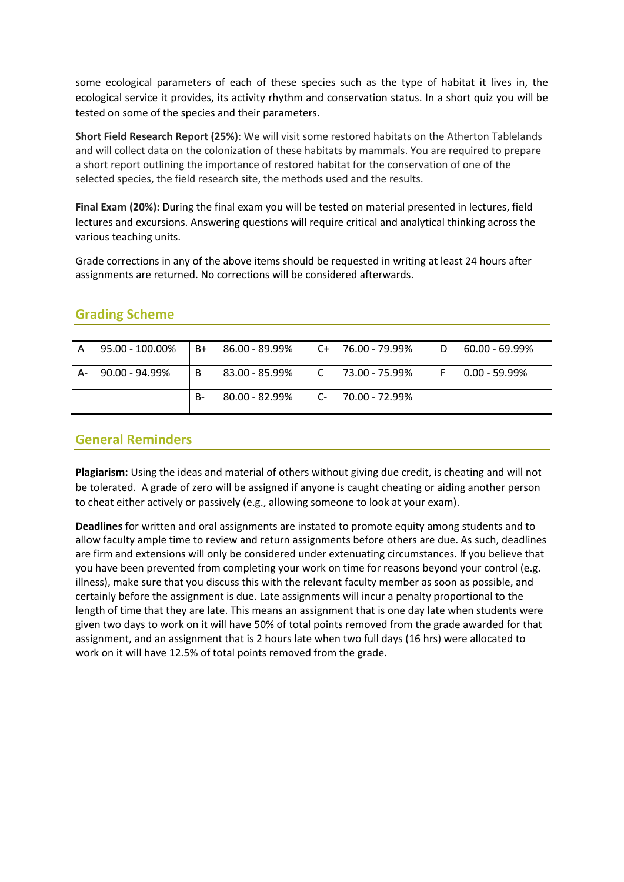some ecological parameters of each of these species such as the type of habitat it lives in, the ecological service it provides, its activity rhythm and conservation status. In a short quiz you will be tested on some of the species and their parameters.

**Short Field Research Report (25%)**: We will visit some restored habitats on the Atherton Tablelands and will collect data on the colonization of these habitats by mammals. You are required to prepare a short report outlining the importance of restored habitat for the conservation of one of the selected species, the field research site, the methods used and the results.

**Final Exam (20%):** During the final exam you will be tested on material presented in lectures, field lectures and excursions. Answering questions will require critical and analytical thinking across the various teaching units.

Grade corrections in any of the above items should be requested in writing at least 24 hours after assignments are returned. No corrections will be considered afterwards.

## Grading Scheme

| | | | | | | | |
|---|---|---|---|---|---|---|---|
| A | 95.00 - 100.00% | B+ | 86.00 - 89.99% | C+ | 76.00 - 79.99% | D | 60.00 - 69.99% |
| A- | 90.00 - 94.99% | B | 83.00 - 85.99% | C | 73.00 - 75.99% | F | 0.00 - 59.99% |
| | | B- | 80.00 - 82.99% | C- | 70.00 - 72.99% | | |

## General Reminders

**Plagiarism:** Using the ideas and material of others without giving due credit, is cheating and will not be tolerated. A grade of zero will be assigned if anyone is caught cheating or aiding another person to cheat either actively or passively (e.g., allowing someone to look at your exam).

**Deadlines** for written and oral assignments are instated to promote equity among students and to allow faculty ample time to review and return assignments before others are due. As such, deadlines are firm and extensions will only be considered under extenuating circumstances. If you believe that you have been prevented from completing your work on time for reasons beyond your control (e.g. illness), make sure that you discuss this with the relevant faculty member as soon as possible, and certainly before the assignment is due. Late assignments will incur a penalty proportional to the length of time that they are late. This means an assignment that is one day late when students were given two days to work on it will have 50% of total points removed from the grade awarded for that assignment, and an assignment that is 2 hours late when two full days (16 hrs) were allocated to work on it will have 12.5% of total points removed from the grade.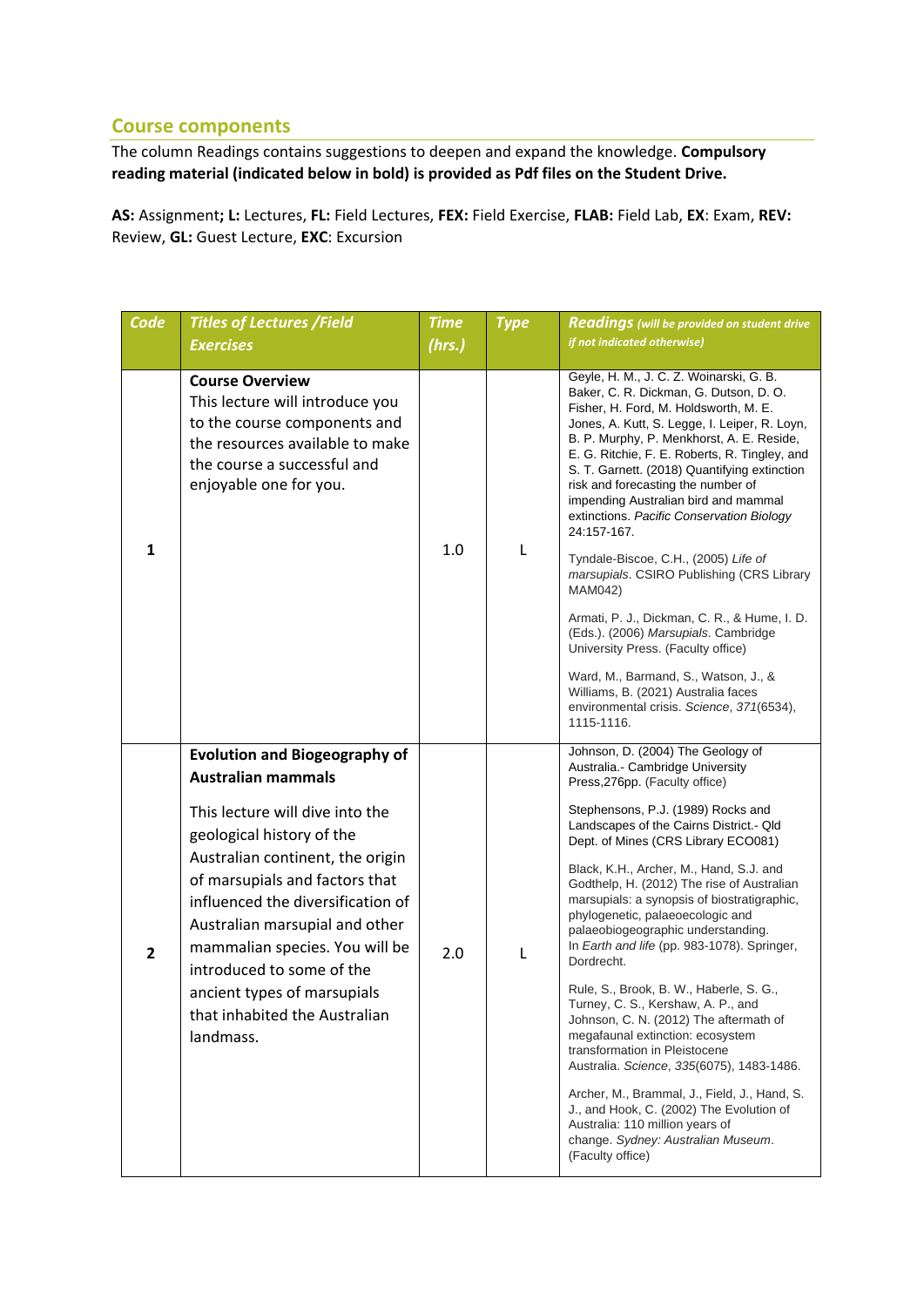## Course components

The column Readings contains suggestions to deepen and expand the knowledge. **Compulsory reading material (indicated below in bold) is provided as Pdf files on the Student Drive.**

**AS:** Assignment**; L:** Lectures, **FL:** Field Lectures, **FEX:** Field Exercise, **FLAB:** Field Lab, **EX**: Exam, **REV:** Review, **GL:** Guest Lecture, **EXC**: Excursion

| *Code* | *Titles of Lectures /Field Exercises* | *Time (hrs.)* | *Type* | *Readings (will be provided on student drive if not indicated otherwise)* |
|---|---|---|---|---|
| **1** | **Course Overview**<br>This lecture will introduce you to the course components and the resources available to make the course a successful and enjoyable one for you. | 1.0 | L | Geyle, H. M., J. C. Z. Woinarski, G. B. Baker, C. R. Dickman, G. Dutson, D. O. Fisher, H. Ford, M. Holdsworth, M. E. Jones, A. Kutt, S. Legge, I. Leiper, R. Loyn, B. P. Murphy, P. Menkhorst, A. E. Reside, E. G. Ritchie, F. E. Roberts, R. Tingley, and S. T. Garnett. (2018) Quantifying extinction risk and forecasting the number of impending Australian bird and mammal extinctions. *Pacific Conservation Biology* 24:157-167.<br><br>Tyndale-Biscoe, C.H., (2005) *Life of marsupials*. CSIRO Publishing (CRS Library MAM042)<br><br>Armati, P. J., Dickman, C. R., & Hume, I. D. (Eds.). (2006) *Marsupials*. Cambridge University Press. (Faculty office)<br><br>Ward, M., Barmand, S., Watson, J., & Williams, B. (2021) Australia faces environmental crisis. *Science*, *371*(6534), 1115-1116. |
| **2** | **Evolution and Biogeography of Australian mammals**<br><br>This lecture will dive into the geological history of the Australian continent, the origin of marsupials and factors that influenced the diversification of Australian marsupial and other mammalian species. You will be introduced to some of the ancient types of marsupials that inhabited the Australian landmass. | 2.0 | L | Johnson, D. (2004) The Geology of Australia.- Cambridge University Press,276pp. (Faculty office)<br><br>Stephensons, P.J. (1989) Rocks and Landscapes of the Cairns District.- Qld Dept. of Mines (CRS Library ECO081)<br><br>Black, K.H., Archer, M., Hand, S.J. and Godthelp, H. (2012) The rise of Australian marsupials: a synopsis of biostratigraphic, phylogenetic, palaeoecologic and palaeobiogeographic understanding. In *Earth and life* (pp. 983-1078). Springer, Dordrecht.<br><br>Rule, S., Brook, B. W., Haberle, S. G., Turney, C. S., Kershaw, A. P., and Johnson, C. N. (2012) The aftermath of megafaunal extinction: ecosystem transformation in Pleistocene Australia. *Science*, *335*(6075), 1483-1486.<br><br>Archer, M., Brammal, J., Field, J., Hand, S. J., and Hook, C. (2002) The Evolution of Australia: 110 million years of change. *Sydney: Australian Museum*. (Faculty office) |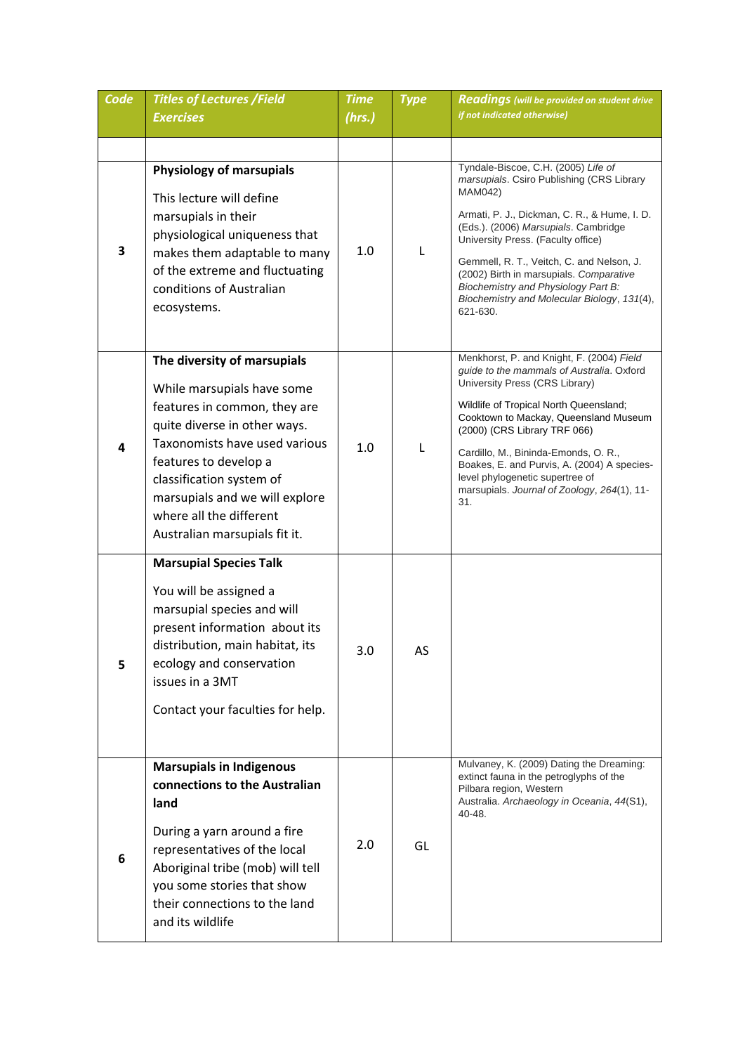| Code | Titles of Lectures /Field Exercises | Time (hrs.) | Type | Readings (will be provided on student drive if not indicated otherwise) |
|---|---|---|---|---|
| | | | | |
| 3 | **Physiology of marsupials**<br><br>This lecture will define marsupials in their physiological uniqueness that makes them adaptable to many of the extreme and fluctuating conditions of Australian ecosystems. | 1.0 | L | Tyndale-Biscoe, C.H. (2005) *Life of marsupials*. Csiro Publishing (CRS Library MAM042)<br><br>Armati, P. J., Dickman, C. R., & Hume, I. D. (Eds.). (2006) *Marsupials*. Cambridge University Press. (Faculty office)<br><br>Gemmell, R. T., Veitch, C. and Nelson, J. (2002) Birth in marsupials. *Comparative Biochemistry and Physiology Part B: Biochemistry and Molecular Biology*, *131*(4), 621-630. |
| 4 | **The diversity of marsupials**<br><br>While marsupials have some features in common, they are quite diverse in other ways. Taxonomists have used various features to develop a classification system of marsupials and we will explore where all the different Australian marsupials fit it. | 1.0 | L | Menkhorst, P. and Knight, F. (2004) *Field guide to the mammals of Australia*. Oxford University Press (CRS Library)<br><br>Wildlife of Tropical North Queensland; Cooktown to Mackay, Queensland Museum (2000) (CRS Library TRF 066)<br><br>Cardillo, M., Bininda-Emonds, O. R., Boakes, E. and Purvis, A. (2004) A species-level phylogenetic supertree of marsupials. *Journal of Zoology*, *264*(1), 11-31. |
| 5 | **Marsupial Species Talk**<br><br>You will be assigned a marsupial species and will present information about its distribution, main habitat, its ecology and conservation issues in a 3MT<br><br>Contact your faculties for help. | 3.0 | AS | |
| 6 | **Marsupials in Indigenous connections to the Australian land**<br><br>During a yarn around a fire representatives of the local Aboriginal tribe (mob) will tell you some stories that show their connections to the land and its wildlife | 2.0 | GL | Mulvaney, K. (2009) Dating the Dreaming: extinct fauna in the petroglyphs of the Pilbara region, Western Australia. *Archaeology in Oceania*, *44*(S1), 40-48. |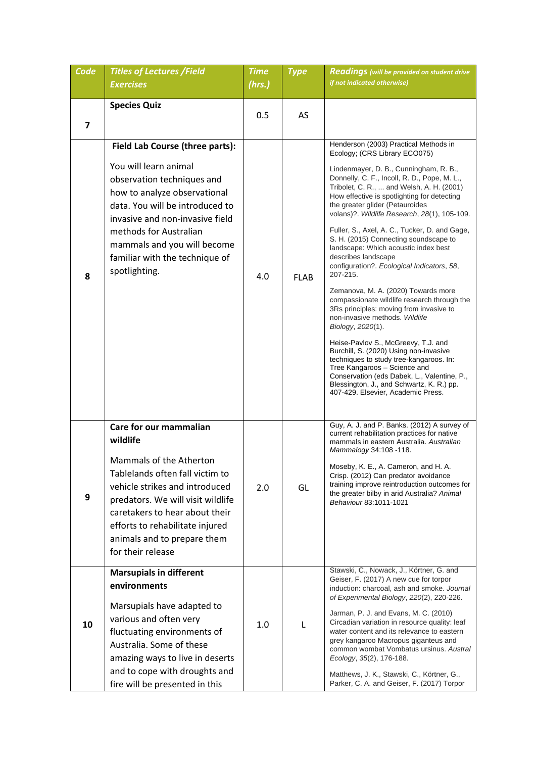| Code | Titles of Lectures /Field Exercises | Time (hrs.) | Type | Readings (will be provided on student drive if not indicated otherwise) |
|---|---|---|---|---|
| 7 | **Species Quiz** | 0.5 | AS | |
| 8 | **Field Lab Course (three parts):**<br><br>You will learn animal observation techniques and how to analyze observational data. You will be introduced to invasive and non-invasive field methods for Australian mammals and you will become familiar with the technique of spotlighting. | 4.0 | FLAB | Henderson (2003) Practical Methods in Ecology; (CRS Library ECO075)<br><br>Lindenmayer, D. B., Cunningham, R. B., Donnelly, C. F., Incoll, R. D., Pope, M. L., Tribolet, C. R., ... and Welsh, A. H. (2001) How effective is spotlighting for detecting the greater glider (Petauroides volans)?. *Wildlife Research*, *28*(1), 105-109.<br><br>Fuller, S., Axel, A. C., Tucker, D. and Gage, S. H. (2015) Connecting soundscape to landscape: Which acoustic index best describes landscape configuration?. *Ecological Indicators*, *58*, 207-215.<br><br>Zemanova, M. A. (2020) Towards more compassionate wildlife research through the 3Rs principles: moving from invasive to non-invasive methods. *Wildlife Biology*, *2020*(1).<br><br>Heise-Pavlov S., McGreevy, T.J. and Burchill, S. (2020) Using non-invasive techniques to study tree-kangaroos. In: Tree Kangaroos – Science and Conservation (eds Dabek, L., Valentine, P., Blessington, J., and Schwartz, K. R.) pp. 407-429. Elsevier, Academic Press. |
| 9 | **Care for our mammalian wildlife**<br><br>Mammals of the Atherton Tablelands often fall victim to vehicle strikes and introduced predators. We will visit wildlife caretakers to hear about their efforts to rehabilitate injured animals and to prepare them for their release | 2.0 | GL | Guy, A. J. and P. Banks. (2012) A survey of current rehabilitation practices for native mammals in eastern Australia. *Australian Mammalogy* 34:108 -118.<br><br>Moseby, K. E., A. Cameron, and H. A. Crisp. (2012) Can predator avoidance training improve reintroduction outcomes for the greater bilby in arid Australia? *Animal Behaviour* 83:1011-1021 |
| 10 | **Marsupials in different environments**<br><br>Marsupials have adapted to various and often very fluctuating environments of Australia. Some of these amazing ways to live in deserts and to cope with droughts and fire will be presented in this | 1.0 | L | Stawski, C., Nowack, J., Körtner, G. and Geiser, F. (2017) A new cue for torpor induction: charcoal, ash and smoke. *Journal of Experimental Biology*, *220*(2), 220-226.<br><br>Jarman, P. J. and Evans, M. C. (2010) Circadian variation in resource quality: leaf water content and its relevance to eastern grey kangaroo Macropus giganteus and common wombat Vombatus ursinus. *Austral Ecology*, *35*(2), 176-188.<br><br>Matthews, J. K., Stawski, C., Körtner, G., Parker, C. A. and Geiser, F. (2017) Torpor |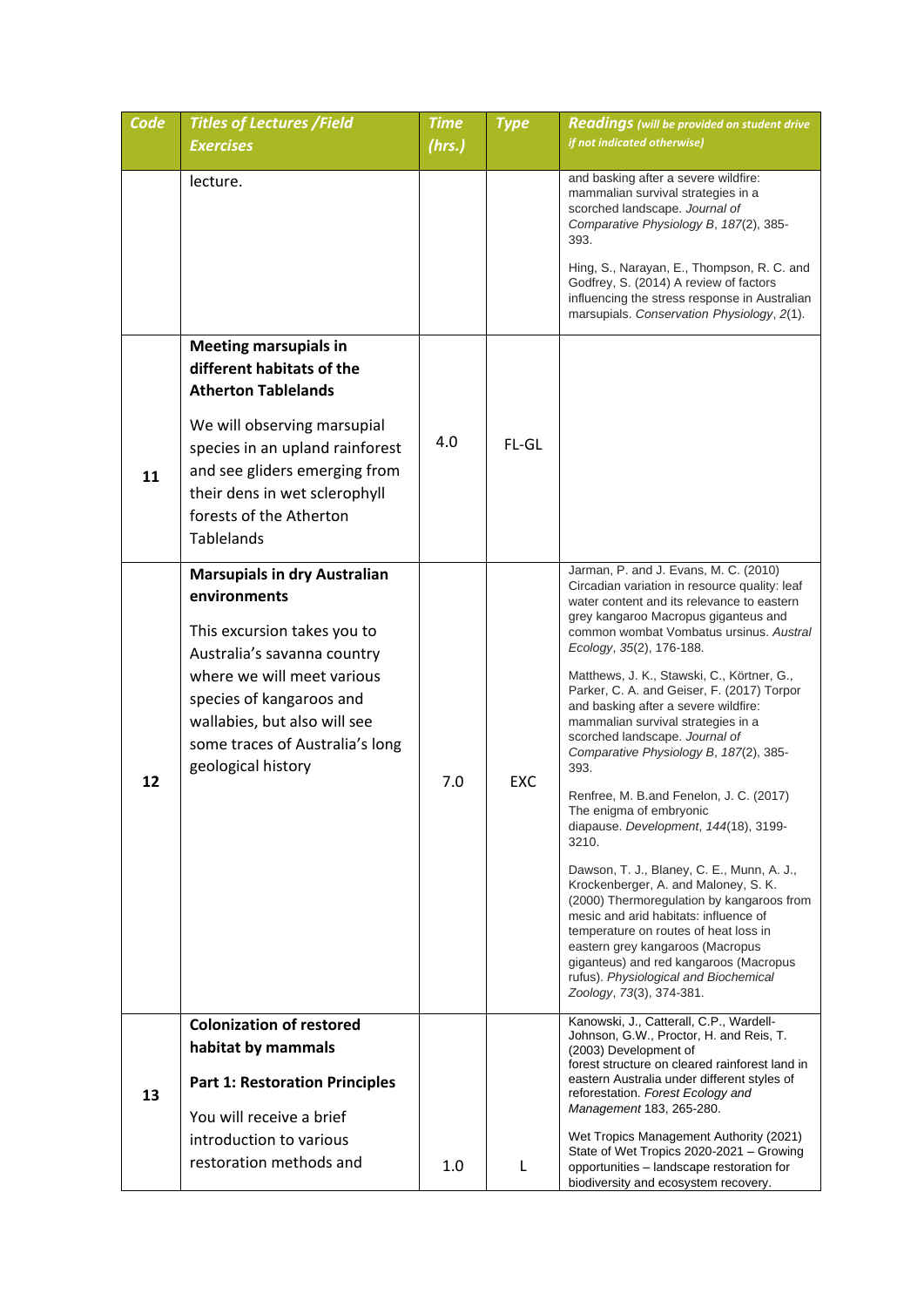| Code | Titles of Lectures /Field Exercises | Time (hrs.) | Type | Readings (will be provided on student drive if not indicated otherwise) |
|---|---|---|---|---|
| | lecture. | | | and basking after a severe wildfire: mammalian survival strategies in a scorched landscape. *Journal of Comparative Physiology B*, *187*(2), 385-393.<br><br>Hing, S., Narayan, E., Thompson, R. C. and Godfrey, S. (2014) A review of factors influencing the stress response in Australian marsupials. *Conservation Physiology*, *2*(1). |
| 11 | **Meeting marsupials in different habitats of the Atherton Tablelands**<br><br>We will observing marsupial species in an upland rainforest and see gliders emerging from their dens in wet sclerophyll forests of the Atherton Tablelands | 4.0 | FL-GL | |
| 12 | **Marsupials in dry Australian environments**<br><br>This excursion takes you to Australia's savanna country where we will meet various species of kangaroos and wallabies, but also will see some traces of Australia's long geological history | 7.0 | EXC | Jarman, P. and J. Evans, M. C. (2010) Circadian variation in resource quality: leaf water content and its relevance to eastern grey kangaroo Macropus giganteus and common wombat Vombatus ursinus. *Austral Ecology*, *35*(2), 176-188.<br><br>Matthews, J. K., Stawski, C., Körtner, G., Parker, C. A. and Geiser, F. (2017) Torpor and basking after a severe wildfire: mammalian survival strategies in a scorched landscape. *Journal of Comparative Physiology B*, *187*(2), 385-393.<br><br>Renfree, M. B.and Fenelon, J. C. (2017) The enigma of embryonic diapause. *Development*, *144*(18), 3199-3210.<br><br>Dawson, T. J., Blaney, C. E., Munn, A. J., Krockenberger, A. and Maloney, S. K. (2000) Thermoregulation by kangaroos from mesic and arid habitats: influence of temperature on routes of heat loss in eastern grey kangaroos (Macropus giganteus) and red kangaroos (Macropus rufus). *Physiological and Biochemical Zoology*, *73*(3), 374-381. |
| 13 | **Colonization of restored habitat by mammals**<br><br>**Part 1: Restoration Principles**<br><br>You will receive a brief introduction to various restoration methods and | 1.0 | L | Kanowski, J., Catterall, C.P., Wardell-Johnson, G.W., Proctor, H. and Reis, T. (2003) Development of forest structure on cleared rainforest land in eastern Australia under different styles of reforestation. *Forest Ecology and Management* 183, 265-280.<br><br>Wet Tropics Management Authority (2021) State of Wet Tropics 2020-2021 – Growing opportunities – landscape restoration for biodiversity and ecosystem recovery. |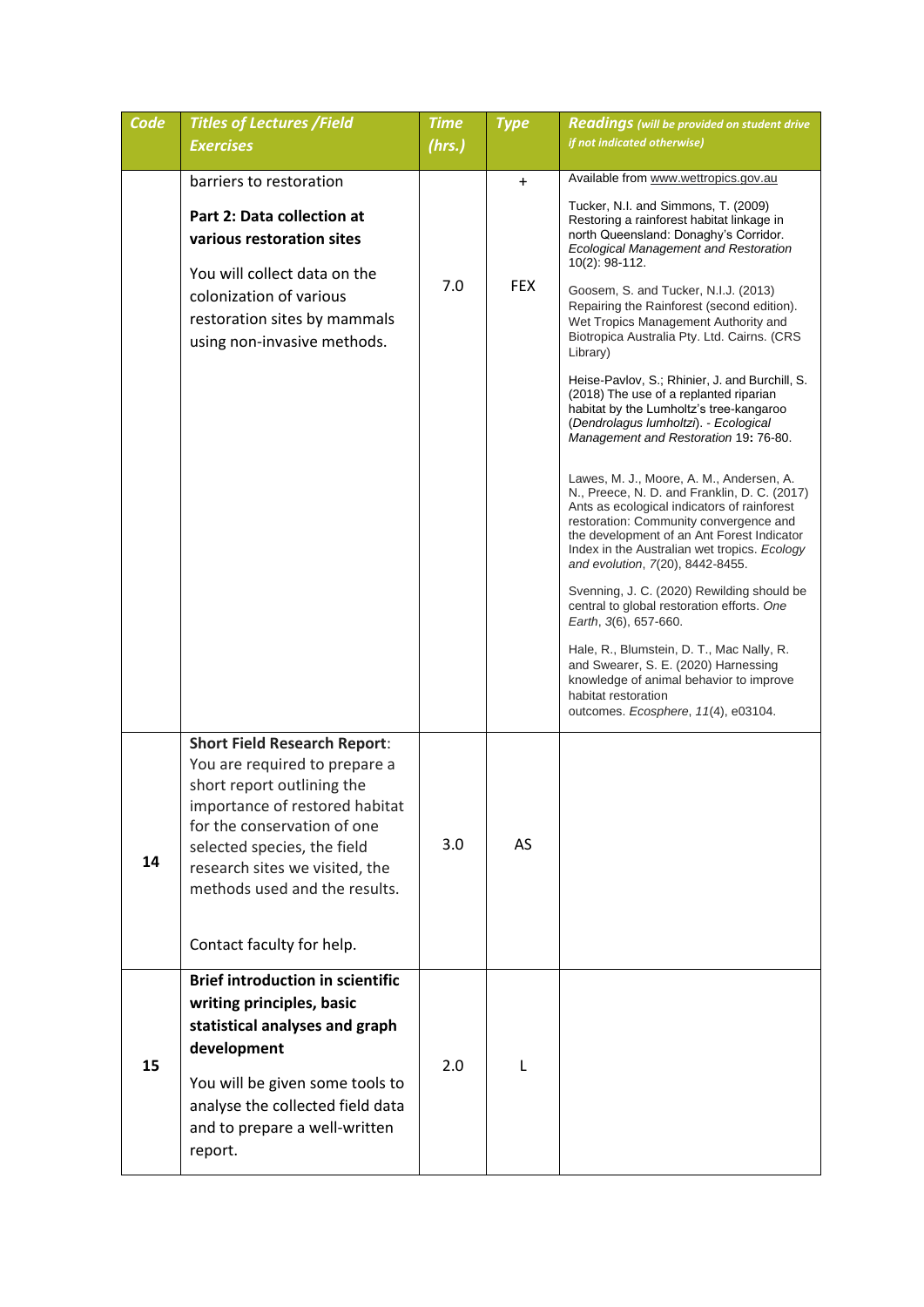| Code | Titles of Lectures /Field Exercises | Time (hrs.) | Type | Readings (will be provided on student drive if not indicated otherwise) |
|---|---|---|---|---|
| | barriers to restoration<br><br>**Part 2: Data collection at various restoration sites**<br><br>You will collect data on the colonization of various restoration sites by mammals using non-invasive methods. | 7.0 | +<br><br>FEX | Available from www.wettropics.gov.au<br><br>Tucker, N.I. and Simmons, T. (2009) Restoring a rainforest habitat linkage in north Queensland: Donaghy's Corridor. *Ecological Management and Restoration* 10(2): 98-112.<br><br>Goosem, S. and Tucker, N.I.J. (2013) Repairing the Rainforest (second edition). Wet Tropics Management Authority and Biotropica Australia Pty. Ltd. Cairns. (CRS Library)<br><br>Heise-Pavlov, S.; Rhinier, J. and Burchill, S. (2018) The use of a replanted riparian habitat by the Lumholtz's tree-kangaroo (*Dendrolagus lumholtzi*). - *Ecological Management and Restoration* 19**:** 76-80.<br><br>Lawes, M. J., Moore, A. M., Andersen, A. N., Preece, N. D. and Franklin, D. C. (2017) Ants as ecological indicators of rainforest restoration: Community convergence and the development of an Ant Forest Indicator Index in the Australian wet tropics. *Ecology and evolution*, *7*(20), 8442-8455.<br><br>Svenning, J. C. (2020) Rewilding should be central to global restoration efforts. *One Earth*, *3*(6), 657-660.<br><br>Hale, R., Blumstein, D. T., Mac Nally, R. and Swearer, S. E. (2020) Harnessing knowledge of animal behavior to improve habitat restoration outcomes. *Ecosphere*, *11*(4), e03104. |
| 14 | **Short Field Research Report**: You are required to prepare a short report outlining the importance of restored habitat for the conservation of one selected species, the field research sites we visited, the methods used and the results.<br><br>Contact faculty for help. | 3.0 | AS | |
| 15 | **Brief introduction in scientific writing principles, basic statistical analyses and graph development**<br><br>You will be given some tools to analyse the collected field data and to prepare a well-written report. | 2.0 | L | |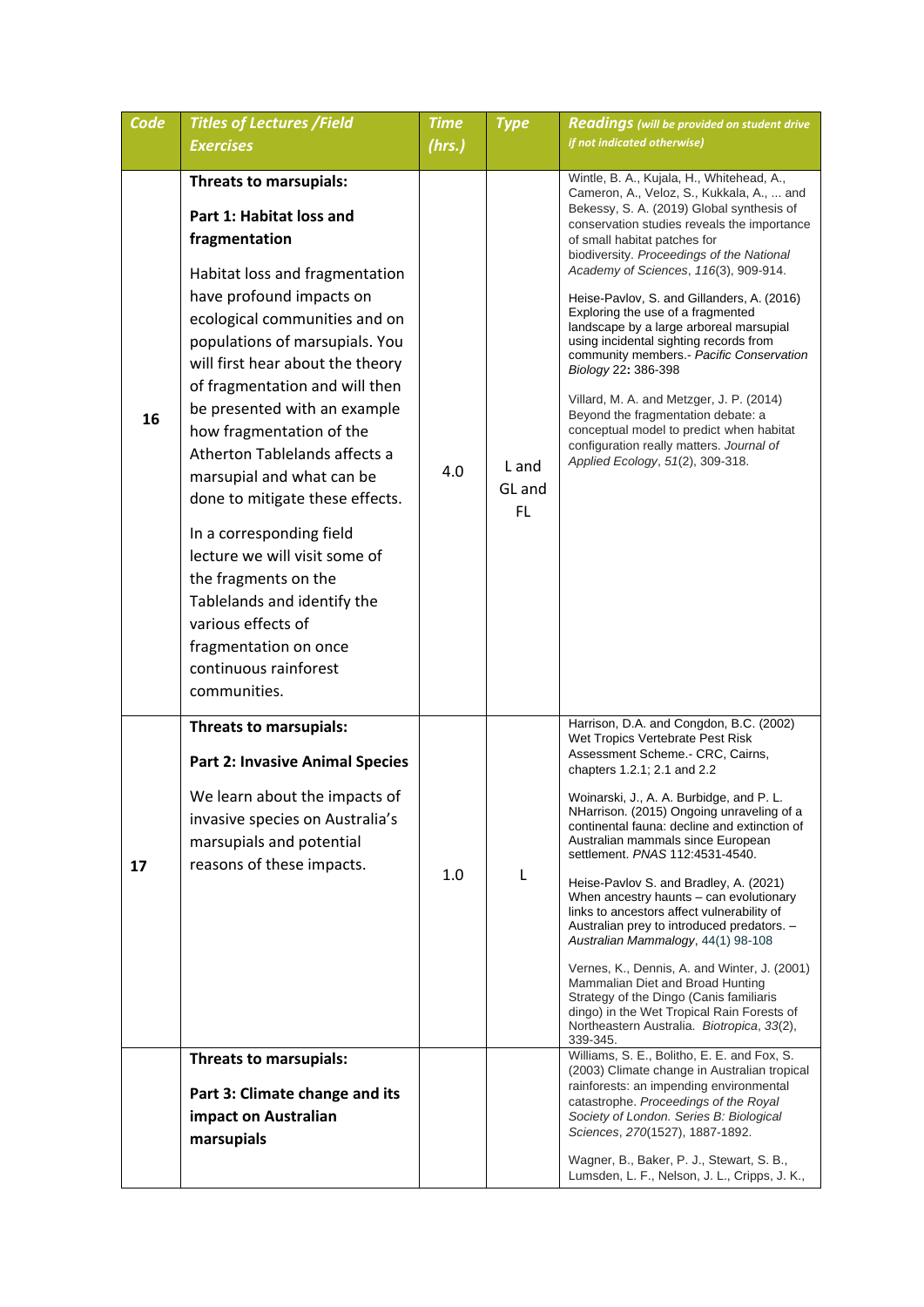| Code | Titles of Lectures /Field Exercises | Time (hrs.) | Type | Readings (will be provided on student drive if not indicated otherwise) |
|---|---|---|---|---|
| 16 | **Threats to marsupials:** <br><br> **Part 1: Habitat loss and fragmentation** <br><br> Habitat loss and fragmentation have profound impacts on ecological communities and on populations of marsupials. You will first hear about the theory of fragmentation and will then be presented with an example how fragmentation of the Atherton Tablelands affects a marsupial and what can be done to mitigate these effects. <br><br> In a corresponding field lecture we will visit some of the fragments on the Tablelands and identify the various effects of fragmentation on once continuous rainforest communities. | 4.0 | L and GL and FL | Wintle, B. A., Kujala, H., Whitehead, A., Cameron, A., Veloz, S., Kukkala, A., ... and Bekessy, S. A. (2019) Global synthesis of conservation studies reveals the importance of small habitat patches for biodiversity. *Proceedings of the National Academy of Sciences*, *116*(3), 909-914. <br><br> Heise-Pavlov, S. and Gillanders, A. (2016) Exploring the use of a fragmented landscape by a large arboreal marsupial using incidental sighting records from community members.- *Pacific Conservation Biology* 22**:** 386-398 <br><br> Villard, M. A. and Metzger, J. P. (2014) Beyond the fragmentation debate: a conceptual model to predict when habitat configuration really matters. *Journal of Applied Ecology*, *51*(2), 309-318. |
| 17 | **Threats to marsupials:** <br><br> **Part 2: Invasive Animal Species** <br><br> We learn about the impacts of invasive species on Australia's marsupials and potential reasons of these impacts. | 1.0 | L | Harrison, D.A. and Congdon, B.C. (2002) Wet Tropics Vertebrate Pest Risk Assessment Scheme.- CRC, Cairns, chapters 1.2.1; 2.1 and 2.2 <br><br> Woinarski, J., A. A. Burbidge, and P. L. NHarrison. (2015) Ongoing unraveling of a continental fauna: decline and extinction of Australian mammals since European settlement. *PNAS* 112:4531-4540. <br><br> Heise-Pavlov S. and Bradley, A. (2021) When ancestry haunts – can evolutionary links to ancestors affect vulnerability of Australian prey to introduced predators. – *Australian Mammalogy*, 44(1) 98-108 <br><br> Vernes, K., Dennis, A. and Winter, J. (2001) Mammalian Diet and Broad Hunting Strategy of the Dingo (Canis familiaris dingo) in the Wet Tropical Rain Forests of Northeastern Australia. *Biotropica*, *33*(2), 339-345. |
| | **Threats to marsupials:** <br><br> **Part 3: Climate change and its impact on Australian marsupials** | | | Williams, S. E., Bolitho, E. E. and Fox, S. (2003) Climate change in Australian tropical rainforests: an impending environmental catastrophe. *Proceedings of the Royal Society of London. Series B: Biological Sciences*, *270*(1527), 1887-1892. <br><br> Wagner, B., Baker, P. J., Stewart, S. B., Lumsden, L. F., Nelson, J. L., Cripps, J. K., |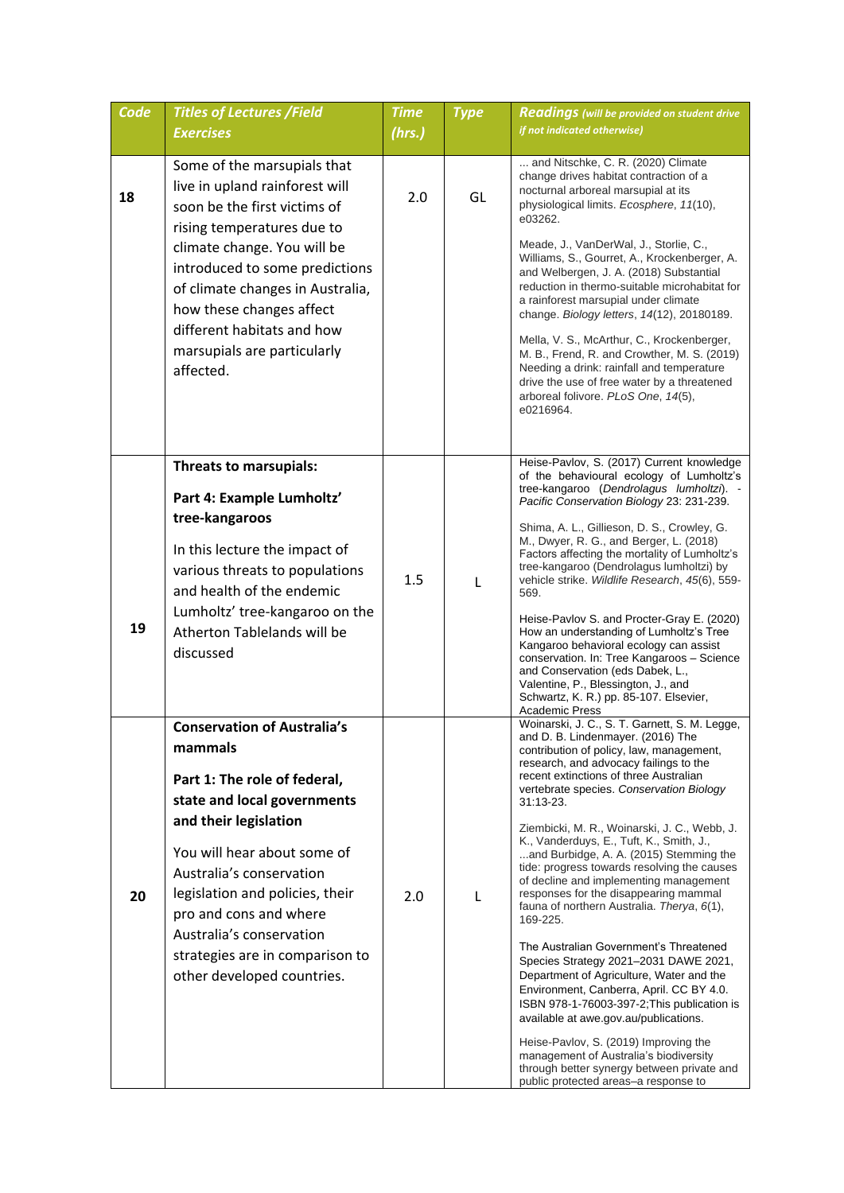| Code | Titles of Lectures /Field Exercises | Time (hrs.) | Type | Readings (will be provided on student drive if not indicated otherwise) |
|---|---|---|---|---|
| 18 | Some of the marsupials that live in upland rainforest will soon be the first victims of rising temperatures due to climate change. You will be introduced to some predictions of climate changes in Australia, how these changes affect different habitats and how marsupials are particularly affected. | 2.0 | GL | ... and Nitschke, C. R. (2020) Climate change drives habitat contraction of a nocturnal arboreal marsupial at its physiological limits. *Ecosphere*, *11*(10), e03262.<br><br>Meade, J., VanDerWal, J., Storlie, C., Williams, S., Gourret, A., Krockenberger, A. and Welbergen, J. A. (2018) Substantial reduction in thermo-suitable microhabitat for a rainforest marsupial under climate change. *Biology letters*, *14*(12), 20180189.<br><br>Mella, V. S., McArthur, C., Krockenberger, M. B., Frend, R. and Crowther, M. S. (2019) Needing a drink: rainfall and temperature drive the use of free water by a threatened arboreal folivore. *PLoS One*, *14*(5), e0216964. |
| 19 | **Threats to marsupials:**<br><br>**Part 4: Example Lumholtz' tree-kangaroos**<br><br>In this lecture the impact of various threats to populations and health of the endemic Lumholtz' tree-kangaroo on the Atherton Tablelands will be discussed | 1.5 | L | Heise-Pavlov, S. (2017) Current knowledge of the behavioural ecology of Lumholtz's tree-kangaroo (*Dendrolagus lumholtzi*). - *Pacific Conservation Biology* 23: 231-239.<br><br>Shima, A. L., Gillieson, D. S., Crowley, G. M., Dwyer, R. G., and Berger, L. (2018) Factors affecting the mortality of Lumholtz's tree-kangaroo (Dendrolagus lumholtzi) by vehicle strike. *Wildlife Research*, *45*(6), 559-569.<br><br>Heise-Pavlov S. and Procter-Gray E. (2020) How an understanding of Lumholtz's Tree Kangaroo behavioral ecology can assist conservation. In: Tree Kangaroos – Science and Conservation (eds Dabek, L., Valentine, P., Blessington, J., and Schwartz, K. R.) pp. 85-107. Elsevier, Academic Press |
| 20 | **Conservation of Australia's mammals**<br><br>**Part 1: The role of federal, state and local governments and their legislation**<br><br>You will hear about some of Australia's conservation legislation and policies, their pro and cons and where Australia's conservation strategies are in comparison to other developed countries. | 2.0 | L | Woinarski, J. C., S. T. Garnett, S. M. Legge, and D. B. Lindenmayer. (2016) The contribution of policy, law, management, research, and advocacy failings to the recent extinctions of three Australian vertebrate species. *Conservation Biology* 31:13-23.<br><br>Ziembicki, M. R., Woinarski, J. C., Webb, J. K., Vanderduys, E., Tuft, K., Smith, J., ...and Burbidge, A. A. (2015) Stemming the tide: progress towards resolving the causes of decline and implementing management responses for the disappearing mammal fauna of northern Australia. *Therya*, *6*(1), 169-225.<br><br>The Australian Government's Threatened Species Strategy 2021–2031 DAWE 2021, Department of Agriculture, Water and the Environment, Canberra, April. CC BY 4.0. ISBN 978-1-76003-397-2;This publication is available at awe.gov.au/publications.<br><br>Heise-Pavlov, S. (2019) Improving the management of Australia's biodiversity through better synergy between private and public protected areas–a response to |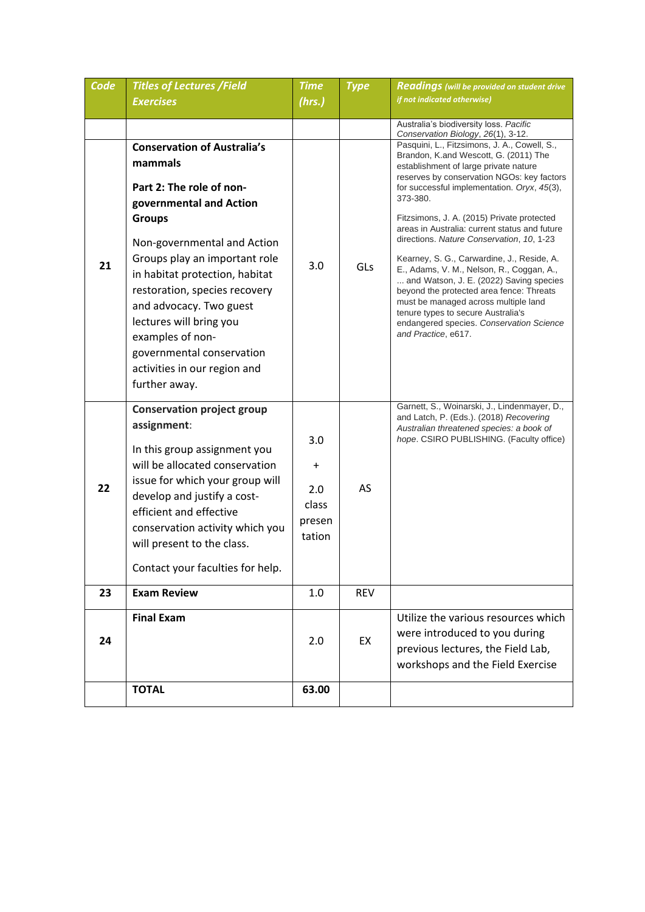| Code | Titles of Lectures /Field Exercises | Time (hrs.) | Type | Readings *(will be provided on student drive if not indicated otherwise)* |
|---|---|---|---|---|
| | | | | Australia's biodiversity loss. *Pacific Conservation Biology*, *26*(1), 3-12. |
| 21 | **Conservation of Australia's mammals**<br><br>**Part 2: The role of non-governmental and Action Groups**<br><br>Non-governmental and Action Groups play an important role in habitat protection, habitat restoration, species recovery and advocacy. Two guest lectures will bring you examples of non-governmental conservation activities in our region and further away. | 3.0 | GLs | Pasquini, L., Fitzsimons, J. A., Cowell, S., Brandon, K.and Wescott, G. (2011) The establishment of large private nature reserves by conservation NGOs: key factors for successful implementation. *Oryx*, *45*(3), 373-380.<br><br>Fitzsimons, J. A. (2015) Private protected areas in Australia: current status and future directions. *Nature Conservation*, *10*, 1-23<br><br>Kearney, S. G., Carwardine, J., Reside, A. E., Adams, V. M., Nelson, R., Coggan, A., ... and Watson, J. E. (2022) Saving species beyond the protected area fence: Threats must be managed across multiple land tenure types to secure Australia's endangered species. *Conservation Science and Practice*, e617. |
| 22 | **Conservation project group assignment**:<br><br>In this group assignment you will be allocated conservation issue for which your group will develop and justify a cost-efficient and effective conservation activity which you will present to the class.<br><br>Contact your faculties for help. | 3.0<br>+<br>2.0 class presentation | AS | Garnett, S., Woinarski, J., Lindenmayer, D., and Latch, P. (Eds.). (2018) *Recovering Australian threatened species: a book of hope*. CSIRO PUBLISHING. (Faculty office) |
| 23 | **Exam Review** | 1.0 | REV | |
| 24 | **Final Exam** | 2.0 | EX | Utilize the various resources which were introduced to you during previous lectures, the Field Lab, workshops and the Field Exercise |
| | **TOTAL** | **63.00** | | |